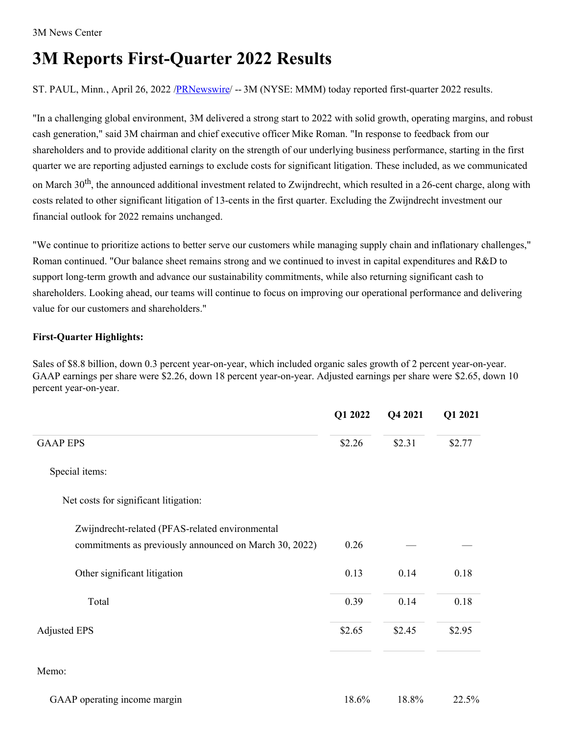3M News Center

# 3M Reports First-Quarter 2022 Results

ST. PAUL, Minn., April 26, 2022 /PRNewswire/ -- 3M (NYSE: MMM) today reported first-quarter 2022 results.

"In a challenging global environment, 3M delivered a strong start to 2022 with solid growth, operating margins, and robust cash generation," said 3M chairman and chief executive officer Mike Roman. "In response to feedback from our shareholders and to provide additional clarity on the strength of our underlying business performance, starting in the first quarter we are reporting adjusted earnings to exclude costs for significant litigation. These included, as we communicated on March 30th, the announced additional investment related to Zwijndrecht, which resulted in a 26-cent charge, along with costs related to other significant litigation of 13-cents in the first quarter. Excluding the Zwijndrecht investment our financial outlook for 2022 remains unchanged.

"We continue to prioritize actions to better serve our customers while managing supply chain and inflationary challenges," Roman continued. "Our balance sheet remains strong and we continued to invest in capital expenditures and R&D to support long-term growth and advance our sustainability commitments, while also returning significant cash to shareholders. Looking ahead, our teams will continue to focus on improving our operational performance and delivering value for our customers and shareholders."

**First-Quarter Highlights:**

Sales of $8.8 billion, down 0.3 percent year-on-year, which included organic sales growth of 2 percent year-on-year. GAAP earnings per share were $2.26, down 18 percent year-on-year. Adjusted earnings per share were $2.65, down 10 percent year-on-year.

| | Q1 2022 | Q4 2021 | Q1 2021 |
|---|---|---|---|
| GAAP EPS | $2.26 | $2.31 | $2.77 |
| Special items: | | | |
| Net costs for significant litigation: | | | |
| Zwijndrecht-related (PFAS-related environmental commitments as previously announced on March 30, 2022) | 0.26 | — | — |
| Other significant litigation | 0.13 | 0.14 | 0.18 |
| Total | 0.39 | 0.14 | 0.18 |
| Adjusted EPS | $2.65 | $2.45 | $2.95 |
| Memo: | | | |
| GAAP operating income margin | 18.6% | 18.8% | 22.5% |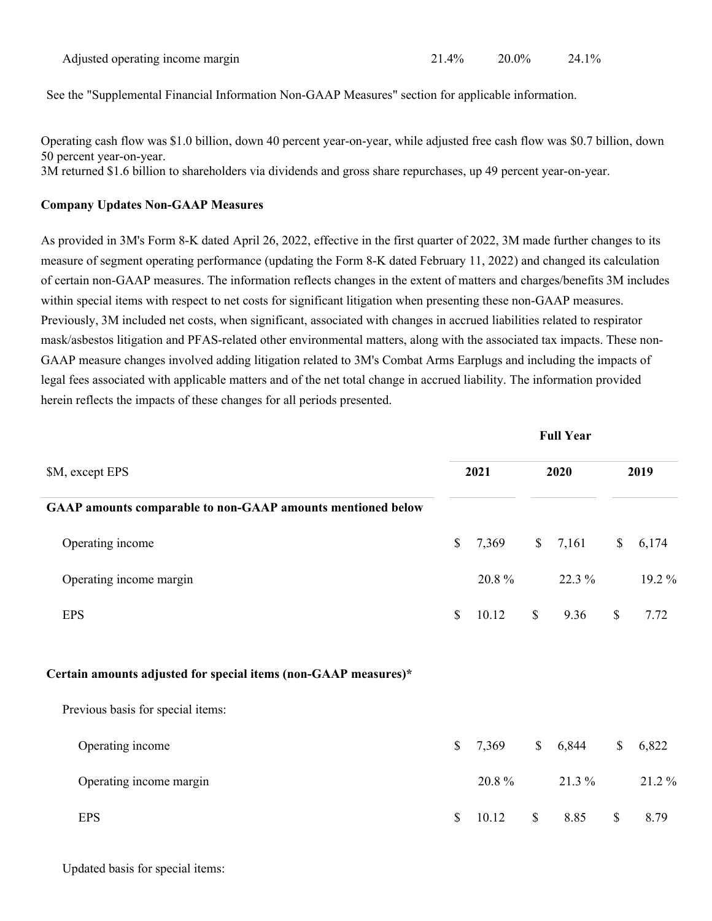| Adjusted operating income margin | 21.4% | 20.0% | 24.1% |
|---|---|---|---|

See the "Supplemental Financial Information Non-GAAP Measures" section for applicable information.

Operating cash flow was $1.0 billion, down 40 percent year-on-year, while adjusted free cash flow was $0.7 billion, down 50 percent year-on-year.
3M returned $1.6 billion to shareholders via dividends and gross share repurchases, up 49 percent year-on-year.

**Company Updates Non-GAAP Measures**

As provided in 3M's Form 8-K dated April 26, 2022, effective in the first quarter of 2022, 3M made further changes to its measure of segment operating performance (updating the Form 8-K dated February 11, 2022) and changed its calculation of certain non-GAAP measures. The information reflects changes in the extent of matters and charges/benefits 3M includes within special items with respect to net costs for significant litigation when presenting these non-GAAP measures. Previously, 3M included net costs, when significant, associated with changes in accrued liabilities related to respirator mask/asbestos litigation and PFAS-related other environmental matters, along with the associated tax impacts. These non-GAAP measure changes involved adding litigation related to 3M's Combat Arms Earplugs and including the impacts of legal fees associated with applicable matters and of the net total change in accrued liability. The information provided herein reflects the impacts of these changes for all periods presented.

| | Full Year | | |
|---|---|---|---|
| $M, except EPS | 2021 | 2020 | 2019 |
| **GAAP amounts comparable to non-GAAP amounts mentioned below** | | | |
| Operating income | $ 7,369 | $ 7,161 | $ 6,174 |
| Operating income margin | 20.8 % | 22.3 % | 19.2 % |
| EPS | $ 10.12 | $ 9.36 | $ 7.72 |
| | | | |
| **Certain amounts adjusted for special items (non-GAAP measures)*** | | | |
| Previous basis for special items: | | | |
| Operating income | $ 7,369 | $ 6,844 | $ 6,822 |
| Operating income margin | 20.8 % | 21.3 % | 21.2 % |
| EPS | $ 10.12 | $ 8.85 | $ 8.79 |
| | | | |
| Updated basis for special items: | | | |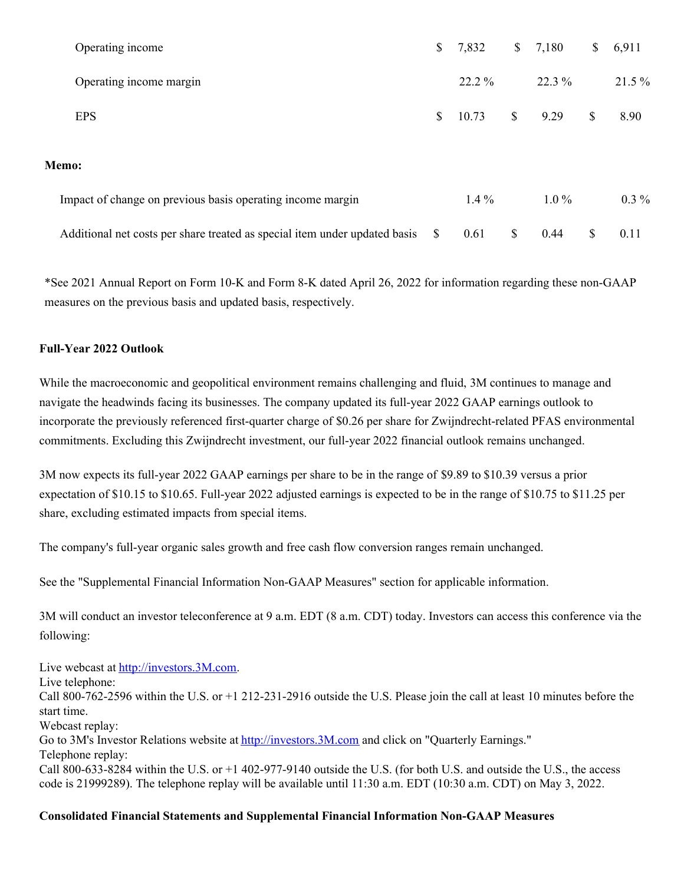| | | | |
|---|---|---|---|
| Operating income | $ 7,832 | $ 7,180 | $ 6,911 |
| Operating income margin | 22.2 % | 22.3 % | 21.5 % |
| EPS | $ 10.73 | $ 9.29 | $ 8.90 |
| **Memo:** | | | |
| Impact of change on previous basis operating income margin | 1.4 % | 1.0 % | 0.3 % |
| Additional net costs per share treated as special item under updated basis | $ 0.61 | $ 0.44 | $ 0.11 |

*See 2021 Annual Report on Form 10-K and Form 8-K dated April 26, 2022 for information regarding these non-GAAP measures on the previous basis and updated basis, respectively.

**Full-Year 2022 Outlook**

While the macroeconomic and geopolitical environment remains challenging and fluid, 3M continues to manage and navigate the headwinds facing its businesses. The company updated its full-year 2022 GAAP earnings outlook to incorporate the previously referenced first-quarter charge of $0.26 per share for Zwijndrecht-related PFAS environmental commitments. Excluding this Zwijndrecht investment, our full-year 2022 financial outlook remains unchanged.

3M now expects its full-year 2022 GAAP earnings per share to be in the range of $9.89 to $10.39 versus a prior expectation of $10.15 to $10.65. Full-year 2022 adjusted earnings is expected to be in the range of $10.75 to $11.25 per share, excluding estimated impacts from special items.

The company's full-year organic sales growth and free cash flow conversion ranges remain unchanged.

See the "Supplemental Financial Information Non-GAAP Measures" section for applicable information.

3M will conduct an investor teleconference at 9 a.m. EDT (8 a.m. CDT) today. Investors can access this conference via the following:

Live webcast at [http://investors.3M.com](http://investors.3M.com).
Live telephone:
Call 800-762-2596 within the U.S. or +1 212-231-2916 outside the U.S. Please join the call at least 10 minutes before the start time.
Webcast replay:
Go to 3M's Investor Relations website at [http://investors.3M.com](http://investors.3M.com) and click on "Quarterly Earnings."
Telephone replay:
Call 800-633-8284 within the U.S. or +1 402-977-9140 outside the U.S. (for both U.S. and outside the U.S., the access code is 21999289). The telephone replay will be available until 11:30 a.m. EDT (10:30 a.m. CDT) on May 3, 2022.

**Consolidated Financial Statements and Supplemental Financial Information Non-GAAP Measures**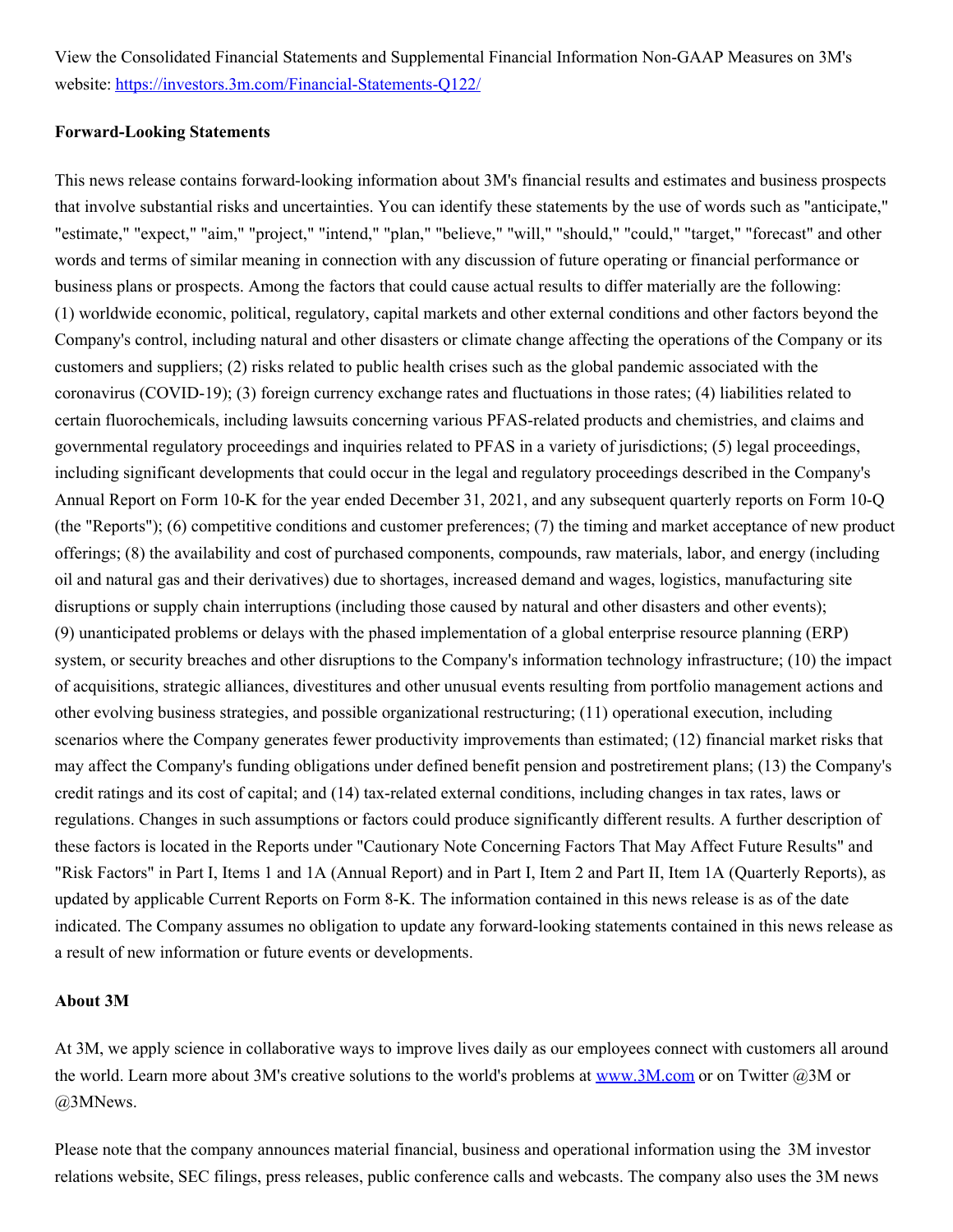View the Consolidated Financial Statements and Supplemental Financial Information Non-GAAP Measures on 3M's website: [https://investors.3m.com/Financial-Statements-Q122/](https://investors.3m.com/Financial-Statements-Q122/)

**Forward-Looking Statements**

This news release contains forward-looking information about 3M's financial results and estimates and business prospects that involve substantial risks and uncertainties. You can identify these statements by the use of words such as "anticipate," "estimate," "expect," "aim," "project," "intend," "plan," "believe," "will," "should," "could," "target," "forecast" and other words and terms of similar meaning in connection with any discussion of future operating or financial performance or business plans or prospects. Among the factors that could cause actual results to differ materially are the following: (1) worldwide economic, political, regulatory, capital markets and other external conditions and other factors beyond the Company's control, including natural and other disasters or climate change affecting the operations of the Company or its customers and suppliers; (2) risks related to public health crises such as the global pandemic associated with the coronavirus (COVID-19); (3) foreign currency exchange rates and fluctuations in those rates; (4) liabilities related to certain fluorochemicals, including lawsuits concerning various PFAS-related products and chemistries, and claims and governmental regulatory proceedings and inquiries related to PFAS in a variety of jurisdictions; (5) legal proceedings, including significant developments that could occur in the legal and regulatory proceedings described in the Company's Annual Report on Form 10-K for the year ended December 31, 2021, and any subsequent quarterly reports on Form 10-Q (the "Reports"); (6) competitive conditions and customer preferences; (7) the timing and market acceptance of new product offerings; (8) the availability and cost of purchased components, compounds, raw materials, labor, and energy (including oil and natural gas and their derivatives) due to shortages, increased demand and wages, logistics, manufacturing site disruptions or supply chain interruptions (including those caused by natural and other disasters and other events); (9) unanticipated problems or delays with the phased implementation of a global enterprise resource planning (ERP) system, or security breaches and other disruptions to the Company's information technology infrastructure; (10) the impact of acquisitions, strategic alliances, divestitures and other unusual events resulting from portfolio management actions and other evolving business strategies, and possible organizational restructuring; (11) operational execution, including scenarios where the Company generates fewer productivity improvements than estimated; (12) financial market risks that may affect the Company's funding obligations under defined benefit pension and postretirement plans; (13) the Company's credit ratings and its cost of capital; and (14) tax-related external conditions, including changes in tax rates, laws or regulations. Changes in such assumptions or factors could produce significantly different results. A further description of these factors is located in the Reports under "Cautionary Note Concerning Factors That May Affect Future Results" and "Risk Factors" in Part I, Items 1 and 1A (Annual Report) and in Part I, Item 2 and Part II, Item 1A (Quarterly Reports), as updated by applicable Current Reports on Form 8-K. The information contained in this news release is as of the date indicated. The Company assumes no obligation to update any forward-looking statements contained in this news release as a result of new information or future events or developments.

**About 3M**

At 3M, we apply science in collaborative ways to improve lives daily as our employees connect with customers all around the world. Learn more about 3M's creative solutions to the world's problems at [www.3M.com](www.3M.com) or on Twitter @3M or @3MNews.

Please note that the company announces material financial, business and operational information using the 3M investor relations website, SEC filings, press releases, public conference calls and webcasts. The company also uses the 3M news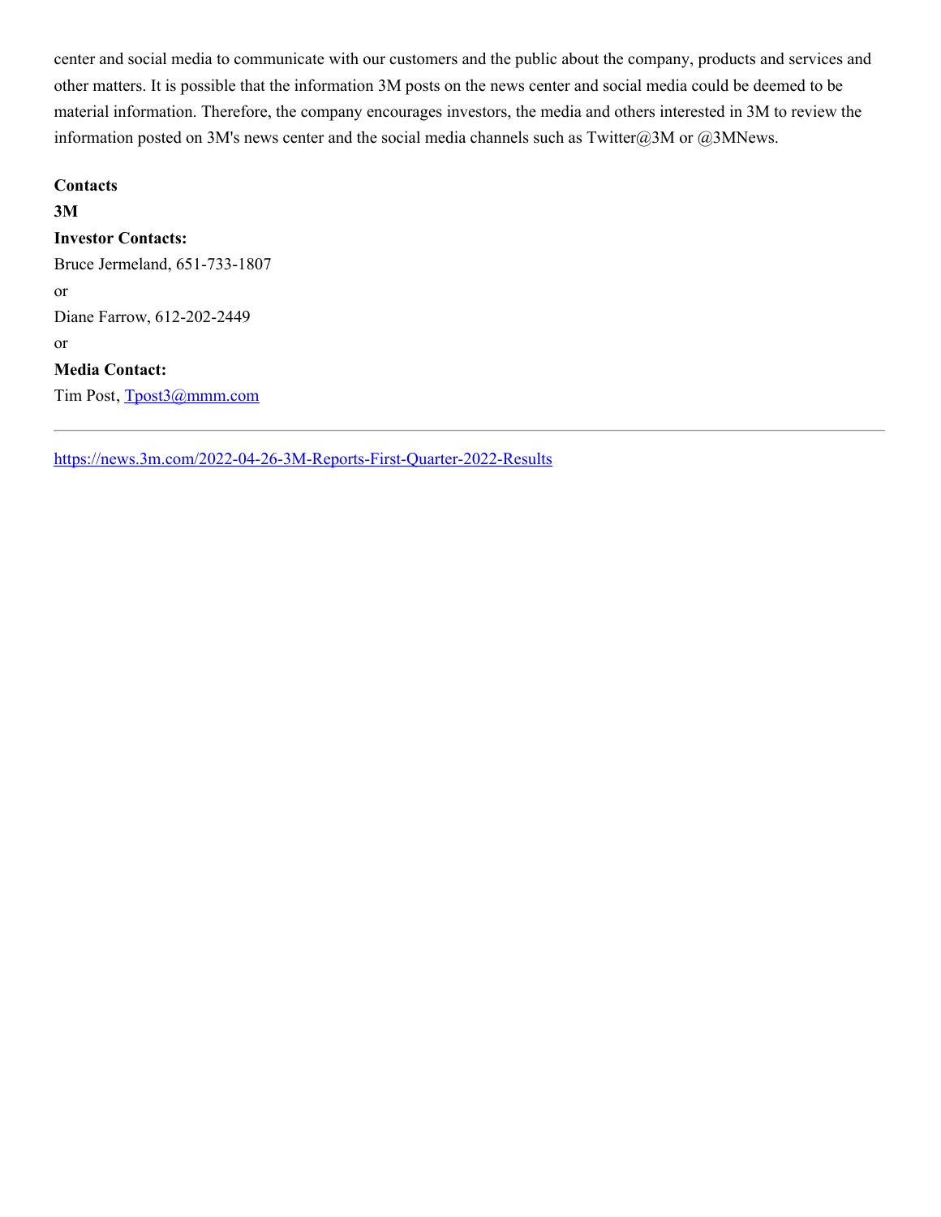center and social media to communicate with our customers and the public about the company, products and services and other matters. It is possible that the information 3M posts on the news center and social media could be deemed to be material information. Therefore, the company encourages investors, the media and others interested in 3M to review the information posted on 3M's news center and the social media channels such as Twitter@3M or @3MNews.

**Contacts**

**3M**

**Investor Contacts:**

Bruce Jermeland, 651-733-1807

or

Diane Farrow, 612-202-2449

or

**Media Contact:**

Tim Post, Tpost3@mmm.com

---

https://news.3m.com/2022-04-26-3M-Reports-First-Quarter-2022-Results